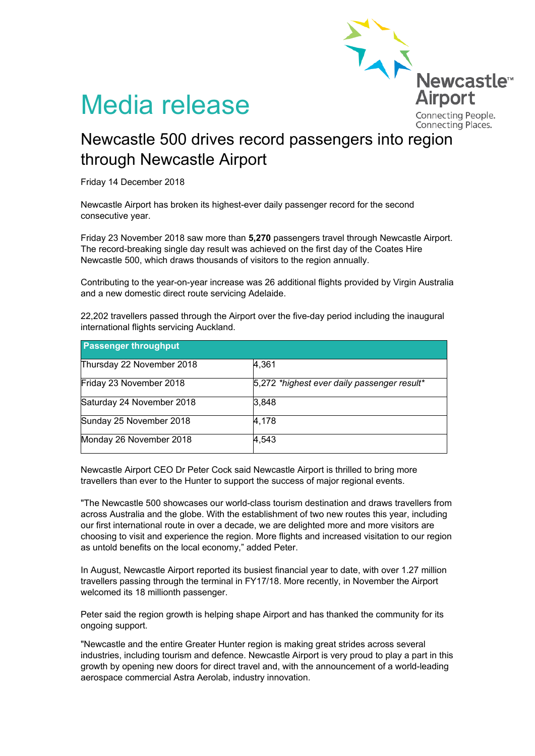Newcastle Airport
Connecting People.
Connecting Places.

# Media release

## Newcastle 500 drives record passengers into region through Newcastle Airport

Friday 14 December 2018

Newcastle Airport has broken its highest-ever daily passenger record for the second consecutive year.

Friday 23 November 2018 saw more than **5,270** passengers travel through Newcastle Airport. The record-breaking single day result was achieved on the first day of the Coates Hire Newcastle 500, which draws thousands of visitors to the region annually.

Contributing to the year-on-year increase was 26 additional flights provided by Virgin Australia and a new domestic direct route servicing Adelaide.

22,202 travellers passed through the Airport over the five-day period including the inaugural international flights servicing Auckland.

| **Passenger throughput** | |
|---|---|
| Thursday 22 November 2018 | 4,361 |
| Friday 23 November 2018 | 5,272 **highest ever daily passenger result** |
| Saturday 24 November 2018 | 3,848 |
| Sunday 25 November 2018 | 4,178 |
| Monday 26 November 2018 | 4,543 |

Newcastle Airport CEO Dr Peter Cock said Newcastle Airport is thrilled to bring more travellers than ever to the Hunter to support the success of major regional events.

"The Newcastle 500 showcases our world-class tourism destination and draws travellers from across Australia and the globe. With the establishment of two new routes this year, including our first international route in over a decade, we are delighted more and more visitors are choosing to visit and experience the region. More flights and increased visitation to our region as untold benefits on the local economy," added Peter.

In August, Newcastle Airport reported its busiest financial year to date, with over 1.27 million travellers passing through the terminal in FY17/18. More recently, in November the Airport welcomed its 18 millionth passenger.

Peter said the region growth is helping shape Airport and has thanked the community for its ongoing support.

"Newcastle and the entire Greater Hunter region is making great strides across several industries, including tourism and defence. Newcastle Airport is very proud to play a part in this growth by opening new doors for direct travel and, with the announcement of a world-leading aerospace commercial Astra Aerolab, industry innovation.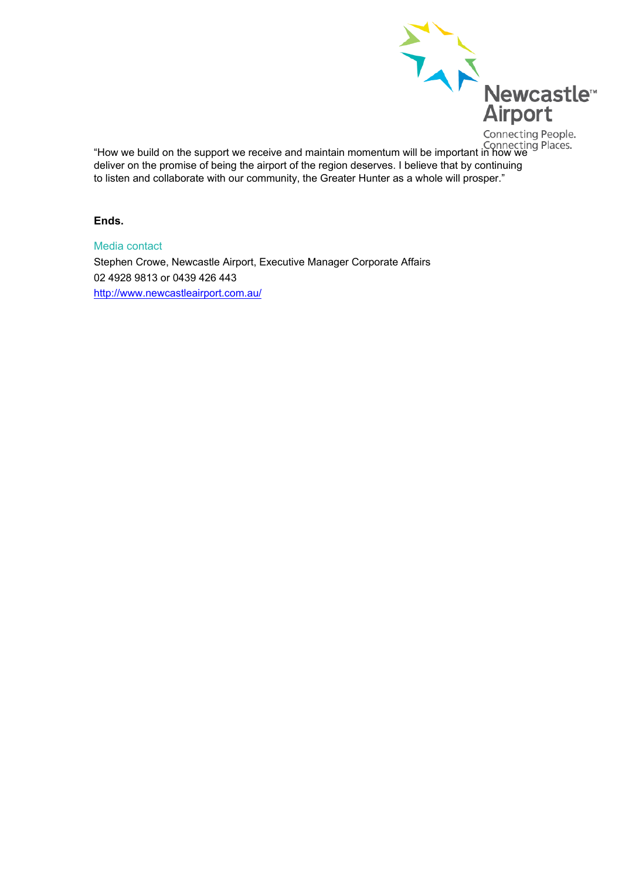"How we build on the support we receive and maintain momentum will be important in how we deliver on the promise of being the airport of the region deserves. I believe that by continuing to listen and collaborate with our community, the Greater Hunter as a whole will prosper."

**Ends.**

Media contact

Stephen Crowe, Newcastle Airport, Executive Manager Corporate Affairs
02 4928 9813 or 0439 426 443
http://www.newcastleairport.com.au/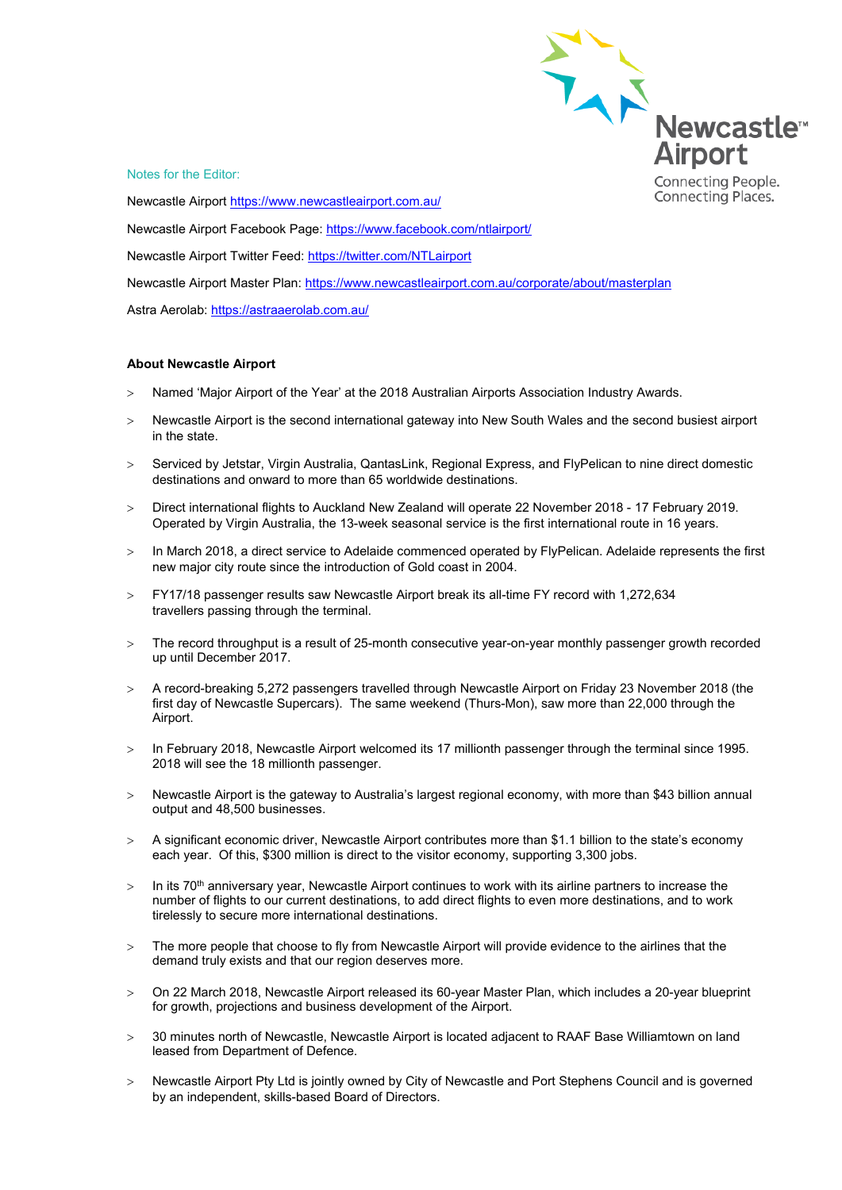Newcastle™ Airport

Connecting People.
Connecting Places.

Notes for the Editor:

Newcastle Airport https://www.newcastleairport.com.au/

Newcastle Airport Facebook Page: https://www.facebook.com/ntlairport/

Newcastle Airport Twitter Feed: https://twitter.com/NTLairport

Newcastle Airport Master Plan: https://www.newcastleairport.com.au/corporate/about/masterplan

Astra Aerolab: https://astraaerolab.com.au/

**About Newcastle Airport**

- Named 'Major Airport of the Year' at the 2018 Australian Airports Association Industry Awards.
- Newcastle Airport is the second international gateway into New South Wales and the second busiest airport in the state.
- Serviced by Jetstar, Virgin Australia, QantasLink, Regional Express, and FlyPelican to nine direct domestic destinations and onward to more than 65 worldwide destinations.
- Direct international flights to Auckland New Zealand will operate 22 November 2018 - 17 February 2019. Operated by Virgin Australia, the 13-week seasonal service is the first international route in 16 years.
- In March 2018, a direct service to Adelaide commenced operated by FlyPelican. Adelaide represents the first new major city route since the introduction of Gold coast in 2004.
- FY17/18 passenger results saw Newcastle Airport break its all-time FY record with 1,272,634 travellers passing through the terminal.
- The record throughput is a result of 25-month consecutive year-on-year monthly passenger growth recorded up until December 2017.
- A record-breaking 5,272 passengers travelled through Newcastle Airport on Friday 23 November 2018 (the first day of Newcastle Supercars). The same weekend (Thurs-Mon), saw more than 22,000 through the Airport.
- In February 2018, Newcastle Airport welcomed its 17 millionth passenger through the terminal since 1995. 2018 will see the 18 millionth passenger.
- Newcastle Airport is the gateway to Australia's largest regional economy, with more than $43 billion annual output and 48,500 businesses.
- A significant economic driver, Newcastle Airport contributes more than $1.1 billion to the state's economy each year. Of this, $300 million is direct to the visitor economy, supporting 3,300 jobs.
- In its 70th anniversary year, Newcastle Airport continues to work with its airline partners to increase the number of flights to our current destinations, to add direct flights to even more destinations, and to work tirelessly to secure more international destinations.
- The more people that choose to fly from Newcastle Airport will provide evidence to the airlines that the demand truly exists and that our region deserves more.
- On 22 March 2018, Newcastle Airport released its 60-year Master Plan, which includes a 20-year blueprint for growth, projections and business development of the Airport.
- 30 minutes north of Newcastle, Newcastle Airport is located adjacent to RAAF Base Williamtown on land leased from Department of Defence.
- Newcastle Airport Pty Ltd is jointly owned by City of Newcastle and Port Stephens Council and is governed by an independent, skills-based Board of Directors.